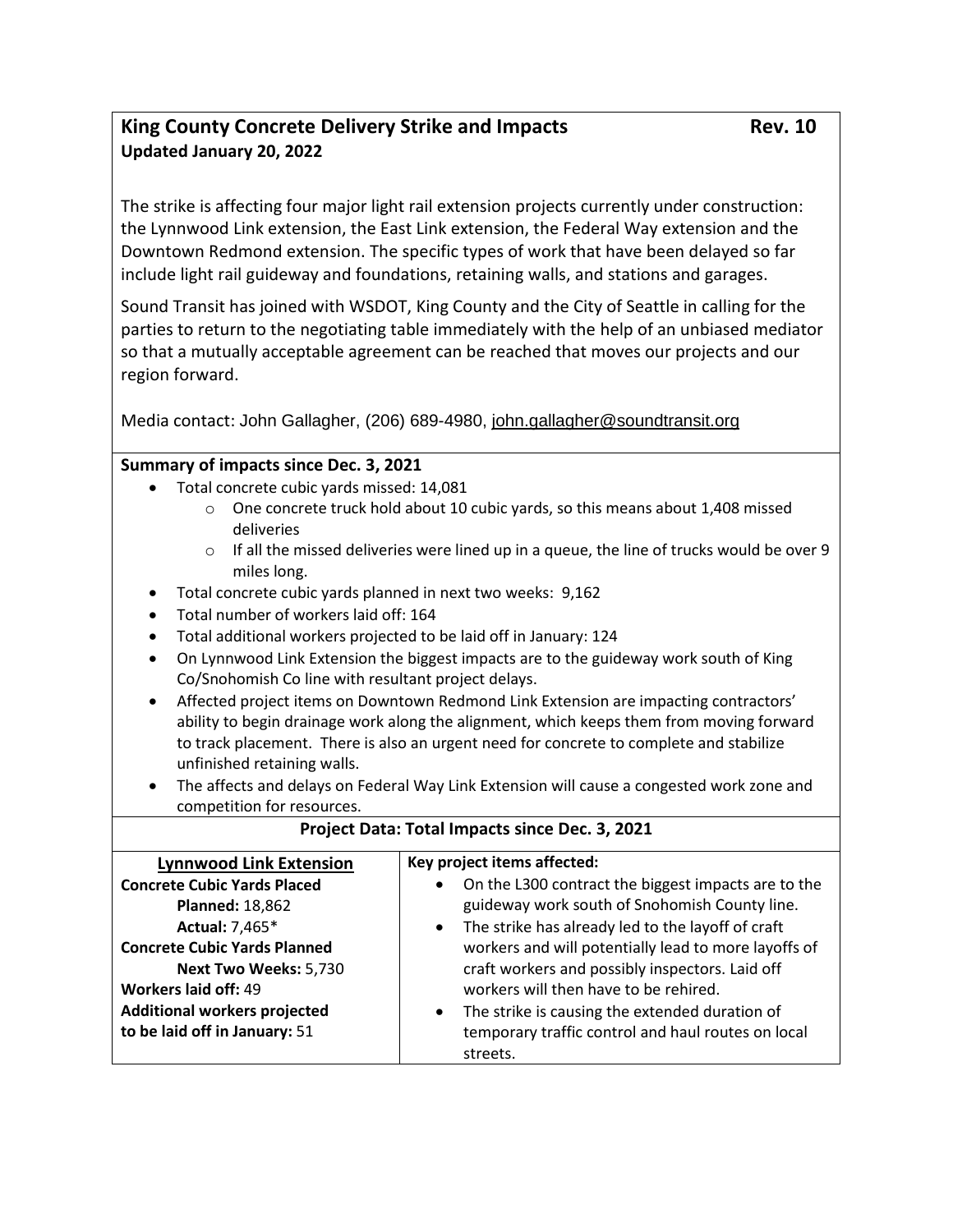# King County Concrete Delivery Strike and Impacts **Rev. 10**

**Updated January 20, 2022**

The strike is affecting four major light rail extension projects currently under construction: the Lynnwood Link extension, the East Link extension, the Federal Way extension and the Downtown Redmond extension. The specific types of work that have been delayed so far include light rail guideway and foundations, retaining walls, and stations and garages.

Sound Transit has joined with WSDOT, King County and the City of Seattle in calling for the parties to return to the negotiating table immediately with the help of an unbiased mediator so that a mutually acceptable agreement can be reached that moves our projects and our region forward.

Media contact: John Gallagher, (206) 689-4980, john.gallagher@soundtransit.org

## Summary of impacts since Dec. 3, 2021

- Total concrete cubic yards missed: 14,081
  - One concrete truck hold about 10 cubic yards, so this means about 1,408 missed deliveries
  - If all the missed deliveries were lined up in a queue, the line of trucks would be over 9 miles long.
- Total concrete cubic yards planned in next two weeks: 9,162
- Total number of workers laid off: 164
- Total additional workers projected to be laid off in January: 124
- On Lynnwood Link Extension the biggest impacts are to the guideway work south of King Co/Snohomish Co line with resultant project delays.
- Affected project items on Downtown Redmond Link Extension are impacting contractors' ability to begin drainage work along the alignment, which keeps them from moving forward to track placement. There is also an urgent need for concrete to complete and stabilize unfinished retaining walls.
- The affects and delays on Federal Way Link Extension will cause a congested work zone and competition for resources.

## Project Data: Total Impacts since Dec. 3, 2021

| Lynnwood Link Extension | Key project items affected: |
|---|---|
| **Concrete Cubic Yards Placed**<br>**Planned:** 18,862<br>**Actual:** 7,465*<br>**Concrete Cubic Yards Planned**<br>**Next Two Weeks:** 5,730<br>**Workers laid off:** 49<br>**Additional workers projected to be laid off in January:** 51 | • On the L300 contract the biggest impacts are to the guideway work south of Snohomish County line.<br>• The strike has already led to the layoff of craft workers and will potentially lead to more layoffs of craft workers and possibly inspectors. Laid off workers will then have to be rehired.<br>• The strike is causing the extended duration of temporary traffic control and haul routes on local streets. |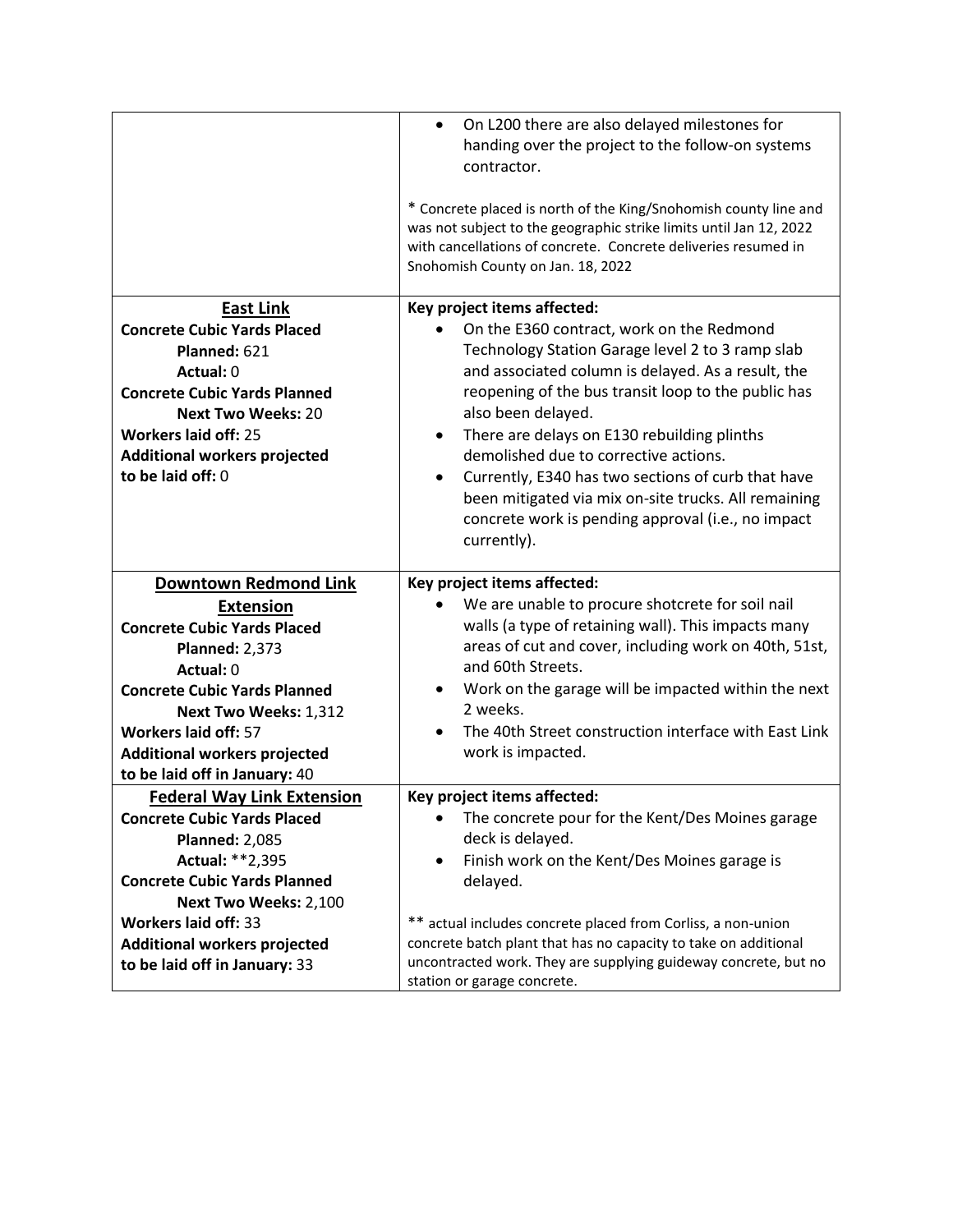| | |
|---|---|
| | • On L200 there are also delayed milestones for handing over the project to the follow-on systems contractor.<br><br>* Concrete placed is north of the King/Snohomish county line and was not subject to the geographic strike limits until Jan 12, 2022 with cancellations of concrete. Concrete deliveries resumed in Snohomish County on Jan. 18, 2022 |
| **<u>East Link</u>**<br>**Concrete Cubic Yards Placed**<br>**Planned:** 621<br>**Actual:** 0<br>**Concrete Cubic Yards Planned**<br>**Next Two Weeks:** 20<br>**Workers laid off:** 25<br>**Additional workers projected to be laid off:** 0 | **Key project items affected:**<br>• On the E360 contract, work on the Redmond Technology Station Garage level 2 to 3 ramp slab and associated column is delayed. As a result, the reopening of the bus transit loop to the public has also been delayed.<br>• There are delays on E130 rebuilding plinths demolished due to corrective actions.<br>• Currently, E340 has two sections of curb that have been mitigated via mix on-site trucks. All remaining concrete work is pending approval (i.e., no impact currently). |
| **<u>Downtown Redmond Link Extension</u>**<br>**Concrete Cubic Yards Placed**<br>**Planned:** 2,373<br>**Actual:** 0<br>**Concrete Cubic Yards Planned**<br>**Next Two Weeks:** 1,312<br>**Workers laid off:** 57<br>**Additional workers projected to be laid off in January:** 40 | **Key project items affected:**<br>• We are unable to procure shotcrete for soil nail walls (a type of retaining wall). This impacts many areas of cut and cover, including work on 40th, 51st, and 60th Streets.<br>• Work on the garage will be impacted within the next 2 weeks.<br>• The 40th Street construction interface with East Link work is impacted. |
| **<u>Federal Way Link Extension</u>**<br>**Concrete Cubic Yards Placed**<br>**Planned:** 2,085<br>**Actual:** **2,395<br>**Concrete Cubic Yards Planned**<br>**Next Two Weeks:** 2,100<br>**Workers laid off:** 33<br>**Additional workers projected to be laid off in January:** 33 | **Key project items affected:**<br>• The concrete pour for the Kent/Des Moines garage deck is delayed.<br>• Finish work on the Kent/Des Moines garage is delayed.<br><br>** actual includes concrete placed from Corliss, a non-union concrete batch plant that has no capacity to take on additional uncontracted work. They are supplying guideway concrete, but no station or garage concrete. |